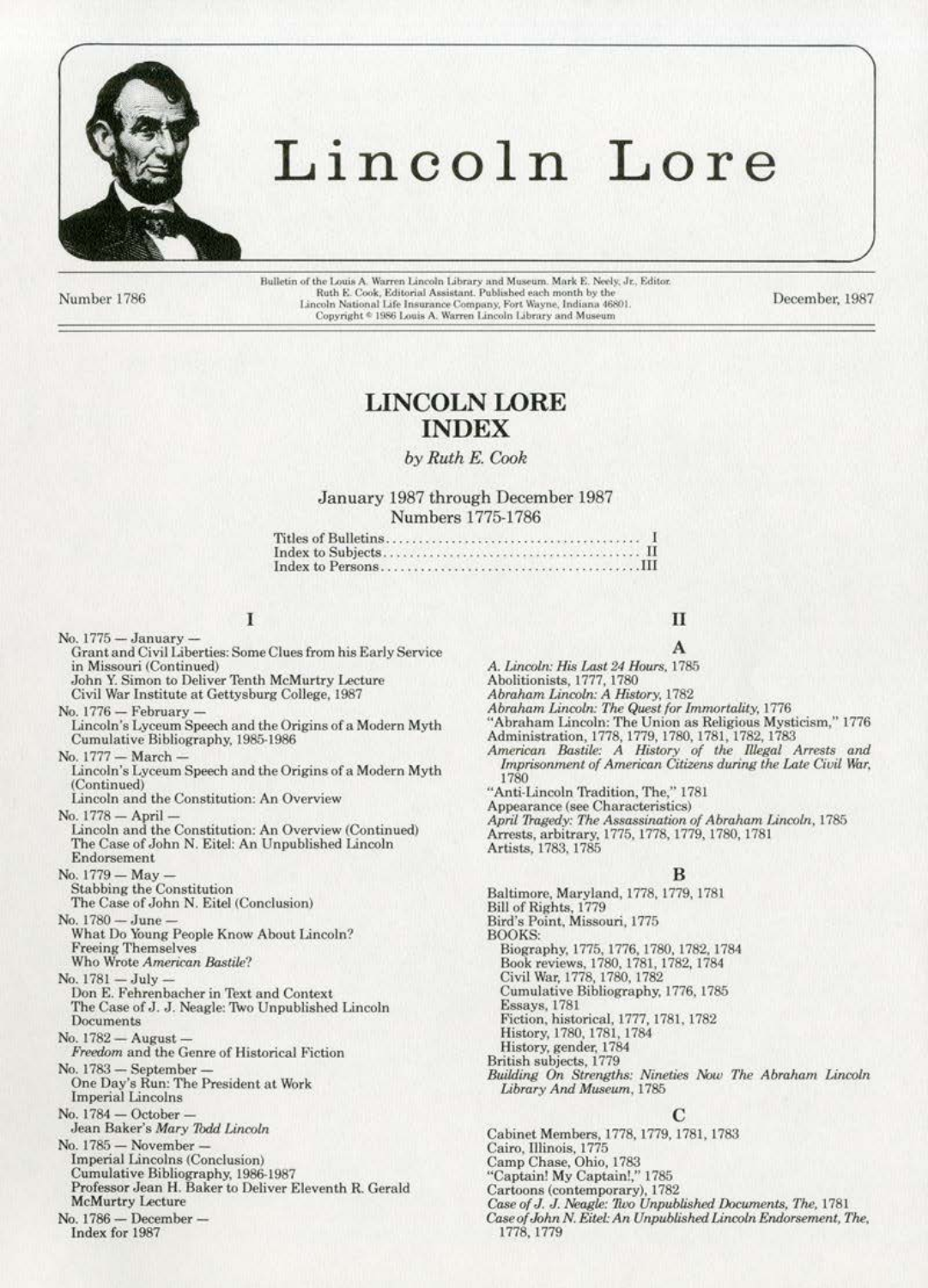# Lincoln Lore

Number 1786

Bulletin of the Louis A. Warren Lincoln Library and Museum. Mark E. Neely, Jr., Editor. Ruth E. Cook, Editorial Assistant. Published each month by the Lincoln National Life Insurance Company, Fort Wayne, Indiana 46801. Copyright © 1986 Louis A. Warren Lincoln Library and Museum

December, 1987

## LINCOLN LORE INDEX

*by Ruth E. Cook*

January 1987 through December 1987
Numbers 1775-1786

Titles of Bulletins.......................................... I
Index to Subjects.......................................... II
Index to Persons..........................................III

## I

No. 1775 — January —
Grant and Civil Liberties: Some Clues from his Early Service in Missouri (Continued)
John Y. Simon to Deliver Tenth McMurtry Lecture
Civil War Institute at Gettysburg College, 1987

No. 1776 — February —
Lincoln's Lyceum Speech and the Origins of a Modern Myth
Cumulative Bibliography, 1985-1986

No. 1777 — March —
Lincoln's Lyceum Speech and the Origins of a Modern Myth (Continued)
Lincoln and the Constitution: An Overview

No. 1778 — April —
Lincoln and the Constitution: An Overview (Continued)
The Case of John N. Eitel: An Unpublished Lincoln Endorsement

No. 1779 — May —
Stabbing the Constitution
The Case of John N. Eitel (Conclusion)

No. 1780 — June —
What Do Young People Know About Lincoln?
Freeing Themselves
Who Wrote *American Bastile*?

No. 1781 — July —
Don E. Fehrenbacher in Text and Context
The Case of J. J. Neagle: Two Unpublished Lincoln Documents

No. 1782 — August —
*Freedom* and the Genre of Historical Fiction

No. 1783 — September —
One Day's Run: The President at Work
Imperial Lincolns

No. 1784 — October —
Jean Baker's *Mary Todd Lincoln*

No. 1785 — November —
Imperial Lincolns (Conclusion)
Cumulative Bibliography, 1986-1987
Professor Jean H. Baker to Deliver Eleventh R. Gerald McMurtry Lecture

No. 1786 — December —
Index for 1987

## II

### A

*A. Lincoln: His Last 24 Hours*, 1785
Abolitionists, 1777, 1780
*Abraham Lincoln: A History*, 1782
*Abraham Lincoln: The Quest for Immortality*, 1776
"Abraham Lincoln: The Union as Religious Mysticism," 1776
Administration, 1778, 1779, 1780, 1781, 1782, 1783
*American Bastile: A History of the Illegal Arrests and Imprisonment of American Citizens during the Late Civil War*, 1780
"Anti-Lincoln Tradition, The," 1781
Appearance (see Characteristics)
*April Tragedy: The Assassination of Abraham Lincoln*, 1785
Arrests, arbitrary, 1775, 1778, 1779, 1780, 1781
Artists, 1783, 1785

### B

Baltimore, Maryland, 1778, 1779, 1781
Bill of Rights, 1779
Bird's Point, Missouri, 1775
BOOKS:
Biography, 1775, 1776, 1780, 1782, 1784
Book reviews, 1780, 1781, 1782, 1784
Civil War, 1778, 1780, 1782
Cumulative Bibliography, 1776, 1785
Essays, 1781
Fiction, historical, 1777, 1781, 1782
History, 1780, 1781, 1784
History, gender, 1784
British subjects, 1779
*Building On Strengths: Nineties Now The Abraham Lincoln Library And Museum*, 1785

### C

Cabinet Members, 1778, 1779, 1781, 1783
Cairo, Illinois, 1775
Camp Chase, Ohio, 1783
"Captain! My Captain!," 1785
Cartoons (contemporary), 1782
*Case of J. J. Neagle: Two Unpublished Documents, The*, 1781
*Case of John N. Eitel: An Unpublished Lincoln Endorsement, The*, 1778, 1779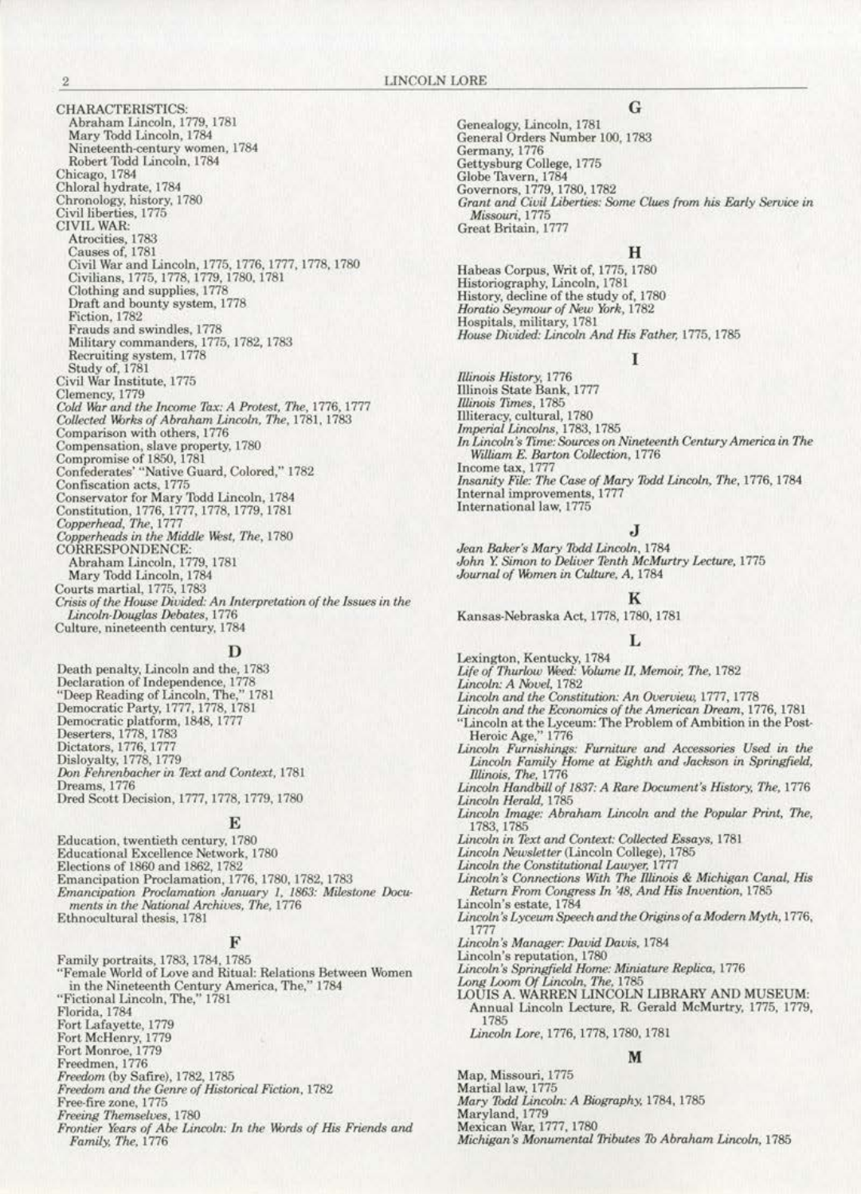CHARACTERISTICS:
- Abraham Lincoln, 1779, 1781
- Mary Todd Lincoln, 1784
- Nineteenth-century women, 1784
- Robert Todd Lincoln, 1784

Chicago, 1784
Chloral hydrate, 1784
Chronology, history, 1780
Civil liberties, 1775

CIVIL WAR:
- Atrocities, 1783
- Causes of, 1781
- Civil War and Lincoln, 1775, 1776, 1777, 1778, 1780
- Civilians, 1775, 1778, 1779, 1780, 1781
- Clothing and supplies, 1778
- Draft and bounty system, 1778
- Fiction, 1782
- Frauds and swindles, 1778
- Military commanders, 1775, 1782, 1783
- Recruiting system, 1778
- Study of, 1781

Civil War Institute, 1775
Clemency, 1779
*Cold War and the Income Tax: A Protest, The*, 1776, 1777
*Collected Works of Abraham Lincoln, The*, 1781, 1783
Comparison with others, 1776
Compensation, slave property, 1780
Compromise of 1850, 1781
Confederates' "Native Guard, Colored," 1782
Confiscation acts, 1775
Conservator for Mary Todd Lincoln, 1784
Constitution, 1776, 1777, 1778, 1779, 1781
*Copperhead, The*, 1777
*Copperheads in the Middle West, The*, 1780

CORRESPONDENCE:
- Abraham Lincoln, 1779, 1781
- Mary Todd Lincoln, 1784

Courts martial, 1775, 1783
*Crisis of the House Divided: An Interpretation of the Issues in the Lincoln-Douglas Debates*, 1776
Culture, nineteenth century, 1784

## D

Death penalty, Lincoln and the, 1783
Declaration of Independence, 1778
"Deep Reading of Lincoln, The," 1781
Democratic Party, 1777, 1778, 1781
Democratic platform, 1848, 1777
Deserters, 1778, 1783
Dictators, 1776, 1777
Disloyalty, 1778, 1779
*Don Fehrenbacher in Text and Context*, 1781
Dreams, 1776
Dred Scott Decision, 1777, 1778, 1779, 1780

## E

Education, twentieth century, 1780
Educational Excellence Network, 1780
Elections of 1860 and 1862, 1782
Emancipation Proclamation, 1776, 1780, 1782, 1783
*Emancipation Proclamation January 1, 1863: Milestone Documents in the National Archives, The*, 1776
Ethnocultural thesis, 1781

## F

Family portraits, 1783, 1784, 1785
"Female World of Love and Ritual: Relations Between Women in the Nineteenth Century America, The," 1784
"Fictional Lincoln, The," 1781
Florida, 1784
Fort Lafayette, 1779
Fort McHenry, 1779
Fort Monroe, 1779
Freedmen, 1776
*Freedom* (by Safire), 1782, 1785
*Freedom and the Genre of Historical Fiction*, 1782
Free-fire zone, 1775
*Freeing Themselves*, 1780
*Frontier Years of Abe Lincoln: In the Words of His Friends and Family, The*, 1776

## G

Genealogy, Lincoln, 1781
General Orders Number 100, 1783
Germany, 1776
Gettysburg College, 1775
Globe Tavern, 1784
Governors, 1779, 1780, 1782
*Grant and Civil Liberties: Some Clues from his Early Service in Missouri*, 1775
Great Britain, 1777

## H

Habeas Corpus, Writ of, 1775, 1780
Historiography, Lincoln, 1781
History, decline of the study of, 1780
*Horatio Seymour of New York*, 1782
Hospitals, military, 1781
*House Divided: Lincoln And His Father*, 1775, 1785

## I

*Illinois History*, 1776
Illinois State Bank, 1777
*Illinois Times*, 1785
Illiteracy, cultural, 1780
*Imperial Lincolns*, 1783, 1785
*In Lincoln's Time: Sources on Nineteenth Century America in The William E. Barton Collection*, 1776
Income tax, 1777
*Insanity File: The Case of Mary Todd Lincoln, The*, 1776, 1784
Internal improvements, 1777
International law, 1775

## J

*Jean Baker's Mary Todd Lincoln*, 1784
*John Y. Simon to Deliver Tenth McMurtry Lecture*, 1775
*Journal of Women in Culture, A*, 1784

## K

Kansas-Nebraska Act, 1778, 1780, 1781

## L

Lexington, Kentucky, 1784
*Life of Thurlow Weed: Volume II, Memoir, The*, 1782
*Lincoln: A Novel*, 1782
*Lincoln and the Constitution: An Overview*, 1777, 1778
*Lincoln and the Economics of the American Dream*, 1776, 1781
"Lincoln at the Lyceum: The Problem of Ambition in the Post-Heroic Age," 1776
*Lincoln Furnishings: Furniture and Accessories Used in the Lincoln Family Home at Eighth and Jackson in Springfield, Illinois, The*, 1776
*Lincoln Handbill of 1837: A Rare Document's History, The*, 1776
*Lincoln Herald*, 1785
*Lincoln Image: Abraham Lincoln and the Popular Print, The*, 1783, 1785
*Lincoln in Text and Context: Collected Essays*, 1781
*Lincoln Newsletter* (Lincoln College), 1785
*Lincoln the Constitutional Lawyer*, 1777
*Lincoln's Connections With The Illinois & Michigan Canal, His Return From Congress In '48, And His Invention*, 1785
Lincoln's estate, 1784
*Lincoln's Lyceum Speech and the Origins of a Modern Myth*, 1776, 1777
*Lincoln's Manager: David Davis*, 1784
Lincoln's reputation, 1780
*Lincoln's Springfield Home: Miniature Replica*, 1776
*Long Loom Of Lincoln, The*, 1785

LOUIS A. WARREN LINCOLN LIBRARY AND MUSEUM:
- Annual Lincoln Lecture, R. Gerald McMurtry, 1775, 1779, 1785
- *Lincoln Lore*, 1776, 1778, 1780, 1781

## M

Map, Missouri, 1775
Martial law, 1775
*Mary Todd Lincoln: A Biography*, 1784, 1785
Maryland, 1779
Mexican War, 1777, 1780
*Michigan's Monumental Tributes To Abraham Lincoln*, 1785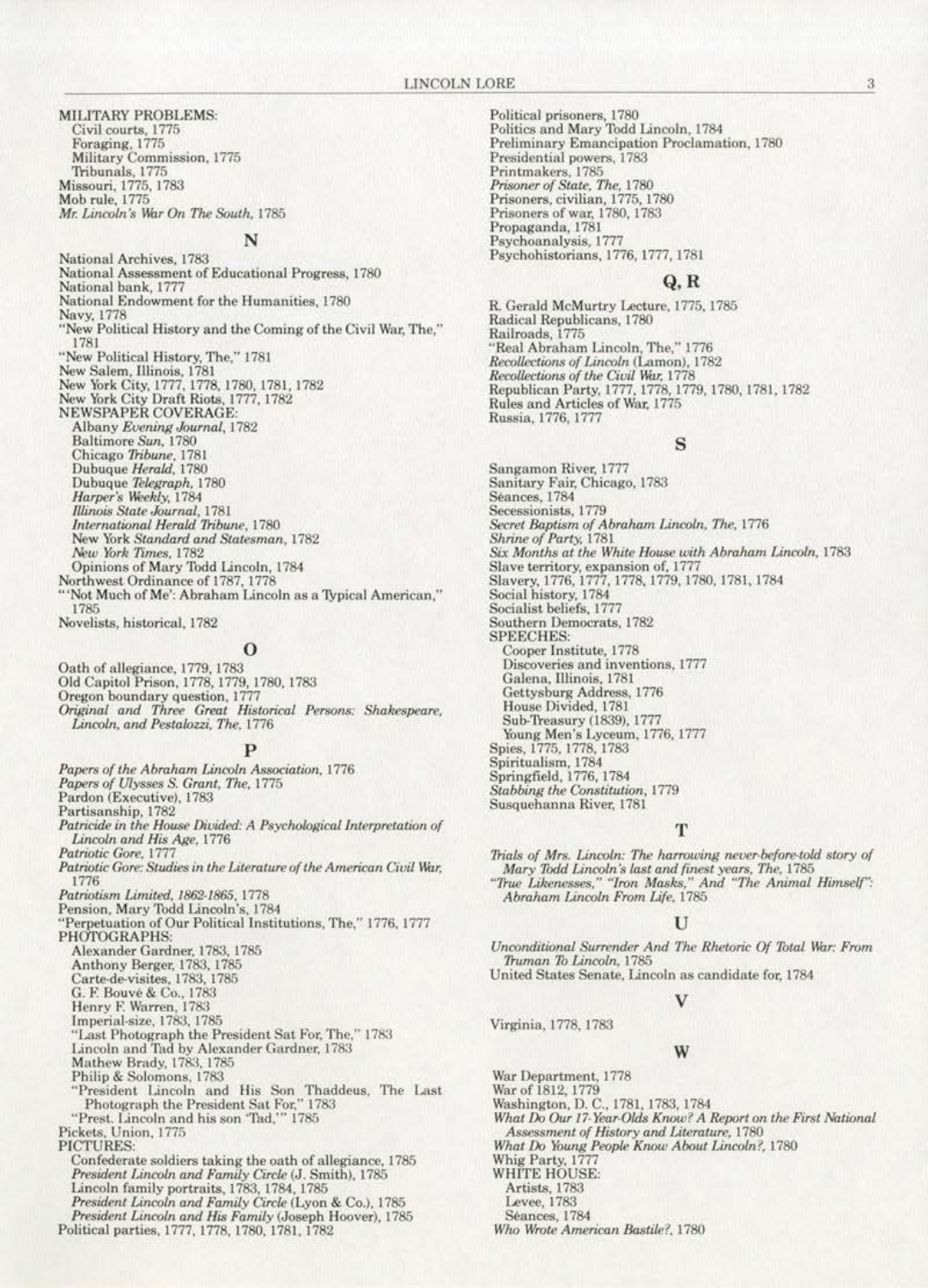MILITARY PROBLEMS:
- Civil courts, 1775
- Foraging, 1775
- Military Commission, 1775
- Tribunals, 1775

Missouri, 1775, 1783
Mob rule, 1775
*Mr. Lincoln's War On The South*, 1785

## N

National Archives, 1783
National Assessment of Educational Progress, 1780
National bank, 1777
National Endowment for the Humanities, 1780
Navy, 1778
"New Political History and the Coming of the Civil War, The," 1781
"New Political History, The," 1781
New Salem, Illinois, 1781
New York City, 1777, 1778, 1780, 1781, 1782
New York City Draft Riots, 1777, 1782
NEWSPAPER COVERAGE:
- Albany *Evening Journal*, 1782
- Baltimore *Sun*, 1780
- Chicago *Tribune*, 1781
- Dubuque *Herald*, 1780
- Dubuque *Telegraph*, 1780
- *Harper's Weekly*, 1784
- *Illinois State Journal*, 1781
- *International Herald Tribune*, 1780
- New York *Standard and Statesman*, 1782
- *New York Times*, 1782
- Opinions of Mary Todd Lincoln, 1784

Northwest Ordinance of 1787, 1778
"'Not Much of Me': Abraham Lincoln as a Typical American," 1785
Novelists, historical, 1782

## O

Oath of allegiance, 1779, 1783
Old Capitol Prison, 1778, 1779, 1780, 1783
Oregon boundary question, 1777
*Original and Three Great Historical Persons: Shakespeare, Lincoln, and Pestalozzi, The*, 1776

## P

*Papers of the Abraham Lincoln Association*, 1776
*Papers of Ulysses S. Grant, The*, 1775
Pardon (Executive), 1783
Partisanship, 1782
*Patricide in the House Divided: A Psychological Interpretation of Lincoln and His Age*, 1776
*Patriotic Gore*, 1777
*Patriotic Gore: Studies in the Literature of the American Civil War*, 1776
*Patriotism Limited, 1862-1865*, 1778
Pension, Mary Todd Lincoln's, 1784
"Perpetuation of Our Political Institutions, The," 1776, 1777
PHOTOGRAPHS:
- Alexander Gardner, 1783, 1785
- Anthony Berger, 1783, 1785
- Carte-de-visites, 1783, 1785
- G. F. Bouvé & Co., 1783
- Henry F. Warren, 1783
- Imperial-size, 1783, 1785
- "Last Photograph the President Sat For, The," 1783
- Lincoln and Tad by Alexander Gardner, 1783
- Mathew Brady, 1783, 1785
- Philip & Solomons, 1783
- "President Lincoln and His Son Thaddeus, The Last Photograph the President Sat For," 1783
- "Prest. Lincoln and his son 'Tad,'" 1785

Pickets, Union, 1775
PICTURES:
- Confederate soldiers taking the oath of allegiance, 1785
- *President Lincoln and Family Circle* (J. Smith), 1785
- Lincoln family portraits, 1783, 1784, 1785
- *President Lincoln and Family Circle* (Lyon & Co.), 1785
- *President Lincoln and His Family* (Joseph Hoover), 1785

Political parties, 1777, 1778, 1780, 1781, 1782
Political prisoners, 1780
Politics and Mary Todd Lincoln, 1784
Preliminary Emancipation Proclamation, 1780
Presidential powers, 1783
Printmakers, 1785
*Prisoner of State, The*, 1780
Prisoners, civilian, 1775, 1780
Prisoners of war, 1780, 1783
Propaganda, 1781
Psychoanalysis, 1777
Psychohistorians, 1776, 1777, 1781

## Q, R

R. Gerald McMurtry Lecture, 1775, 1785
Radical Republicans, 1780
Railroads, 1775
"Real Abraham Lincoln, The," 1776
*Recollections of Lincoln* (Lamon), 1782
*Recollections of the Civil War*, 1778
Republican Party, 1777, 1778, 1779, 1780, 1781, 1782
Rules and Articles of War, 1775
Russia, 1776, 1777

## S

Sangamon River, 1777
Sanitary Fair, Chicago, 1783
Séances, 1784
Secessionists, 1779
*Secret Baptism of Abraham Lincoln, The*, 1776
*Shrine of Party*, 1781
*Six Months at the White House with Abraham Lincoln*, 1783
Slave territory, expansion of, 1777
Slavery, 1776, 1777, 1778, 1779, 1780, 1781, 1784
Social history, 1784
Socialist beliefs, 1777
Southern Democrats, 1782
SPEECHES:
- Cooper Institute, 1778
- Discoveries and inventions, 1777
- Galena, Illinois, 1781
- Gettysburg Address, 1776
- House Divided, 1781
- Sub-Treasury (1839), 1777
- Young Men's Lyceum, 1776, 1777

Spies, 1775, 1778, 1783
Spiritualism, 1784
Springfield, 1776, 1784
*Stabbing the Constitution*, 1779
Susquehanna River, 1781

## T

*Trials of Mrs. Lincoln: The harrowing never-before-told story of Mary Todd Lincoln's last and finest years, The*, 1785
*"True Likenesses," "Iron Masks," And "The Animal Himself": Abraham Lincoln From Life*, 1785

## U

*Unconditional Surrender And The Rhetoric Of Total War: From Truman To Lincoln*, 1785
United States Senate, Lincoln as candidate for, 1784

## V

Virginia, 1778, 1783

## W

War Department, 1778
War of 1812, 1779
Washington, D. C., 1781, 1783, 1784
*What Do Our 17-Year-Olds Know? A Report on the First National Assessment of History and Literature*, 1780
*What Do Young People Know About Lincoln?*, 1780
Whig Party, 1777
WHITE HOUSE:
- Artists, 1783
- Levee, 1783
- Séances, 1784

*Who Wrote American Bastile?*, 1780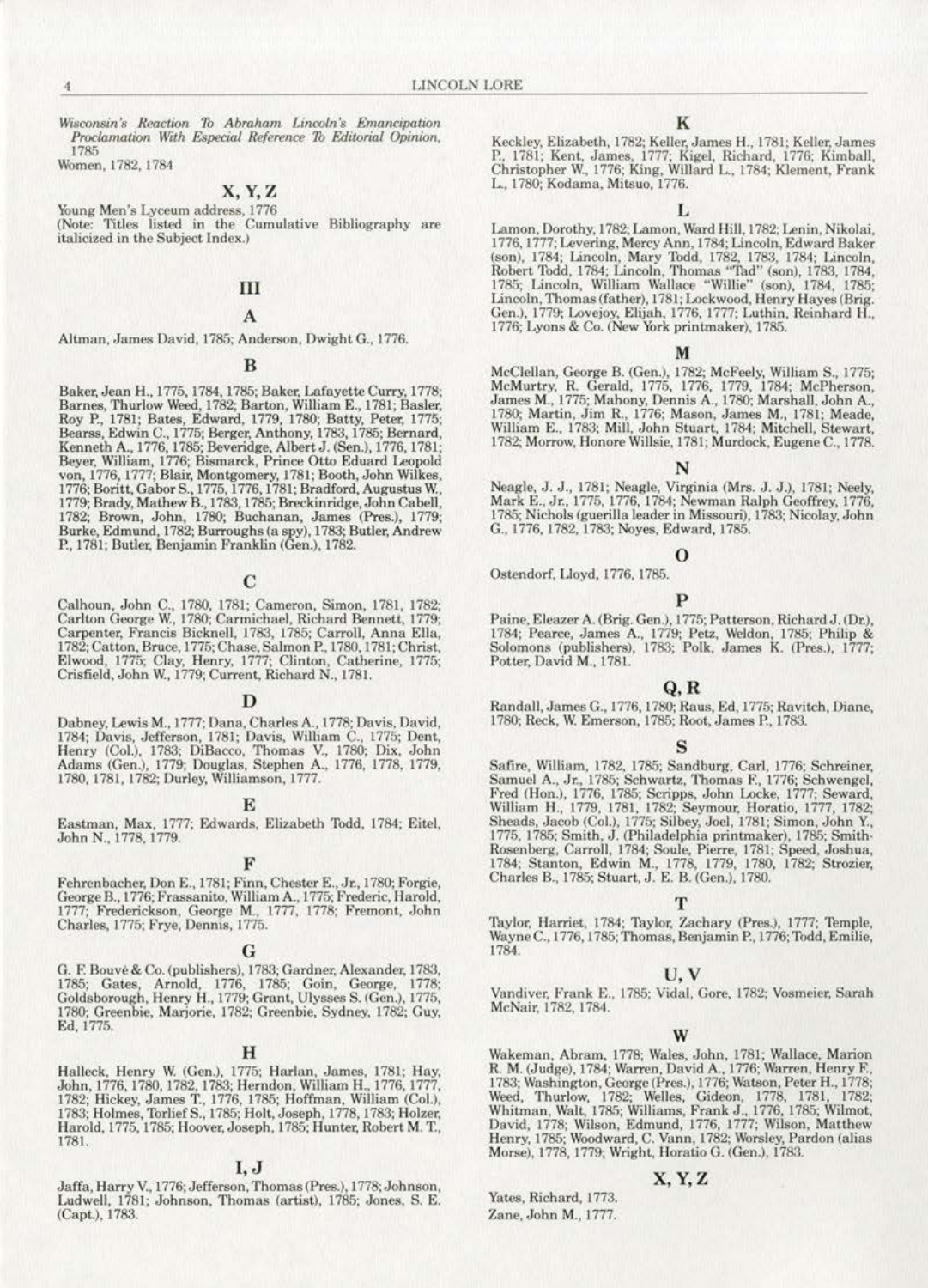*Wisconsin's Reaction To Abraham Lincoln's Emancipation Proclamation With Especial Reference To Editorial Opinion*, 1785

Women, 1782, 1784

### X, Y, Z

Young Men's Lyceum address, 1776

(Note: Titles listed in the Cumulative Bibliography are italicized in the Subject Index.)

## III

### A

Altman, James David, 1785; Anderson, Dwight G., 1776.

### B

Baker, Jean H., 1775, 1784, 1785; Baker, Lafayette Curry, 1778; Barnes, Thurlow Weed, 1782; Barton, William E., 1781; Basler, Roy P., 1781; Bates, Edward, 1779, 1780; Batty, Peter, 1775; Bearss, Edwin C., 1775; Berger, Anthony, 1783, 1785; Bernard, Kenneth A., 1776, 1785; Beveridge, Albert J. (Sen.), 1776, 1781; Beyer, William, 1776; Bismarck, Prince Otto Eduard Leopold von, 1776, 1777; Blair, Montgomery, 1781; Booth, John Wilkes, 1776; Boritt, Gabor S., 1775, 1776, 1781; Bradford, Augustus W., 1779; Brady, Mathew B., 1783, 1785; Breckinridge, John Cabell, 1782; Brown, John, 1780; Buchanan, James (Pres.), 1779; Burke, Edmund, 1782; Burroughs (a spy), 1783; Butler, Andrew P., 1781; Butler, Benjamin Franklin (Gen.), 1782.

### C

Calhoun, John C., 1780, 1781; Cameron, Simon, 1781, 1782; Carlton George W., 1780; Carmichael, Richard Bennett, 1779; Carpenter, Francis Bicknell, 1783, 1785; Carroll, Anna Ella, 1782; Catton, Bruce, 1775; Chase, Salmon P., 1780, 1781; Christ, Elwood, 1775; Clay, Henry, 1777; Clinton, Catherine, 1775; Crisfield, John W., 1779; Current, Richard N., 1781.

### D

Dabney, Lewis M., 1777; Dana, Charles A., 1778; Davis, David, 1784; Davis, Jefferson, 1781; Davis, William C., 1775; Dent, Henry (Col.), 1783; DiBacco, Thomas V., 1780; Dix, John Adams (Gen.), 1779; Douglas, Stephen A., 1776, 1778, 1779, 1780, 1781, 1782; Durley, Williamson, 1777.

### E

Eastman, Max, 1777; Edwards, Elizabeth Todd, 1784; Eitel, John N., 1778, 1779.

### F

Fehrenbacher, Don E., 1781; Finn, Chester E., Jr., 1780; Forgie, George B., 1776; Frassanito, William A., 1775; Frederic, Harold, 1777; Frederickson, George M., 1777, 1778; Fremont, John Charles, 1775; Frye, Dennis, 1775.

### G

G. F. Bouvé & Co. (publishers), 1783; Gardner, Alexander, 1783, 1785; Gates, Arnold, 1776, 1785; Goin, George, 1778; Goldsborough, Henry H., 1779; Grant, Ulysses S. (Gen.), 1775, 1780; Greenbie, Marjorie, 1782; Greenbie, Sydney, 1782; Guy, Ed, 1775.

### H

Halleck, Henry W. (Gen.), 1775; Harlan, James, 1781; Hay, John, 1776, 1780, 1782, 1783; Herndon, William H., 1776, 1777, 1782; Hickey, James T., 1776, 1785; Hoffman, William (Col.), 1783; Holmes, Torlief S., 1785; Holt, Joseph, 1778, 1783; Holzer, Harold, 1775, 1785; Hoover, Joseph, 1785; Hunter, Robert M. T., 1781.

### I, J

Jaffa, Harry V., 1776; Jefferson, Thomas (Pres.), 1778; Johnson, Ludwell, 1781; Johnson, Thomas (artist), 1785; Jones, S. E. (Capt.), 1783.

### K

Keckley, Elizabeth, 1782; Keller, James H., 1781; Keller, James P., 1781; Kent, James, 1777; Kigel, Richard, 1776; Kimball, Christopher W., 1776; King, Willard L., 1784; Klement, Frank L., 1780; Kodama, Mitsuo, 1776.

### L

Lamon, Dorothy, 1782; Lamon, Ward Hill, 1782; Lenin, Nikolai, 1776, 1777; Levering, Mercy Ann, 1784; Lincoln, Edward Baker (son), 1784; Lincoln, Mary Todd, 1782, 1783, 1784; Lincoln, Robert Todd, 1784; Lincoln, Thomas "Tad" (son), 1783, 1784, 1785; Lincoln, William Wallace "Willie" (son), 1784, 1785; Lincoln, Thomas (father), 1781; Lockwood, Henry Hayes (Brig. Gen.), 1779; Lovejoy, Elijah, 1776, 1777; Luthin, Reinhard H., 1776; Lyons & Co. (New York printmaker), 1785.

### M

McClellan, George B. (Gen.), 1782; McFeely, William S., 1775; McMurtry, R. Gerald, 1775, 1776, 1779, 1784; McPherson, James M., 1775; Mahony, Dennis A., 1780; Marshall, John A., 1780; Martin, Jim R., 1776; Mason, James M., 1781; Meade, William E., 1783; Mill, John Stuart, 1784; Mitchell, Stewart, 1782; Morrow, Honore Willsie, 1781; Murdock, Eugene C., 1778.

### N

Neagle, J. J., 1781; Neagle, Virginia (Mrs. J. J.), 1781; Neely, Mark E., Jr., 1775, 1776, 1784; Newman Ralph Geoffrey, 1776, 1785; Nichols (guerilla leader in Missouri), 1783; Nicolay, John G., 1776, 1782, 1783; Noyes, Edward, 1785.

### O

Ostendorf, Lloyd, 1776, 1785.

### P

Paine, Eleazer A. (Brig. Gen.), 1775; Patterson, Richard J. (Dr.), 1784; Pearce, James A., 1779; Petz, Weldon, 1785; Philip & Solomons (publishers), 1783; Polk, James K. (Pres.), 1777; Potter, David M., 1781.

### Q, R

Randall, James G., 1776, 1780; Raus, Ed, 1775; Ravitch, Diane, 1780; Reck, W. Emerson, 1785; Root, James P., 1783.

### S

Safire, William, 1782, 1785; Sandburg, Carl, 1776; Schreiner, Samuel A., Jr., 1785; Schwartz, Thomas F., 1776; Schwengel, Fred (Hon.), 1776, 1785; Scripps, John Locke, 1777; Seward, William H., 1779, 1781, 1782; Seymour, Horatio, 1777, 1782; Sheads, Jacob (Col.), 1775; Silbey, Joel, 1781; Simon, John Y., 1775, 1785; Smith, J. (Philadelphia printmaker), 1785; Smith-Rosenberg, Carroll, 1784; Soule, Pierre, 1781; Speed, Joshua, 1784; Stanton, Edwin M., 1778, 1779, 1780, 1782; Strozier, Charles B., 1785; Stuart, J. E. B. (Gen.), 1780.

### T

Taylor, Harriet, 1784; Taylor, Zachary (Pres.), 1777; Temple, Wayne C., 1776, 1785; Thomas, Benjamin P., 1776; Todd, Emilie, 1784.

### U, V

Vandiver, Frank E., 1785; Vidal, Gore, 1782; Vosmeier, Sarah McNair, 1782, 1784.

### W

Wakeman, Abram, 1778; Wales, John, 1781; Wallace, Marion R. M. (Judge), 1784; Warren, David A., 1776; Warren, Henry F., 1783; Washington, George (Pres.), 1776; Watson, Peter H., 1778; Weed, Thurlow, 1782; Welles, Gideon, 1778, 1781, 1782; Whitman, Walt, 1785; Williams, Frank J., 1776, 1785; Wilmot, David, 1778; Wilson, Edmund, 1776, 1777; Wilson, Matthew Henry, 1785; Woodward, C. Vann, 1782; Worsley, Pardon (alias Morse), 1778, 1779; Wright, Horatio G. (Gen.), 1783.

### X, Y, Z

Yates, Richard, 1773.

Zane, John M., 1777.